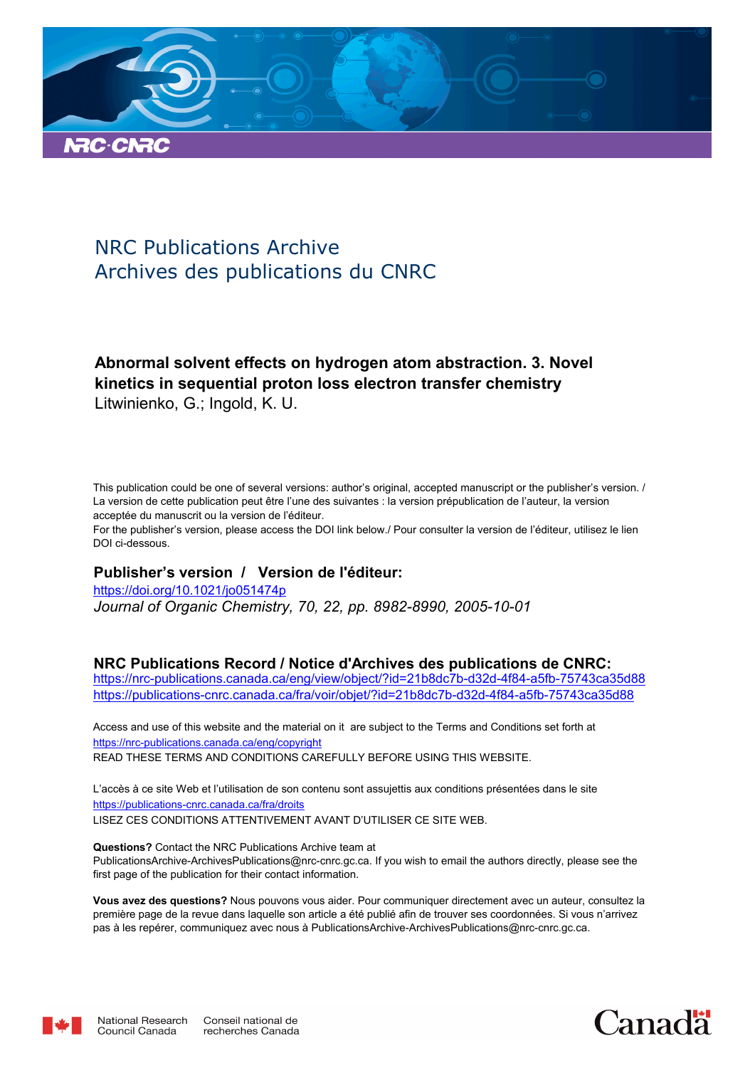NRC Publications Archive
Archives des publications du CNRC

**Abnormal solvent effects on hydrogen atom abstraction. 3. Novel kinetics in sequential proton loss electron transfer chemistry**
Litwinienko, G.; Ingold, K. U.

This publication could be one of several versions: author's original, accepted manuscript or the publisher's version. / La version de cette publication peut être l'une des suivantes : la version prépublication de l'auteur, la version acceptée du manuscrit ou la version de l'éditeur.
For the publisher's version, please access the DOI link below./ Pour consulter la version de l'éditeur, utilisez le lien DOI ci-dessous.

**Publisher's version / Version de l'éditeur:**
https://doi.org/10.1021/jo051474p
*Journal of Organic Chemistry, 70, 22, pp. 8982-8990, 2005-10-01*

**NRC Publications Record / Notice d'Archives des publications de CNRC:**
https://nrc-publications.canada.ca/eng/view/object/?id=21b8dc7b-d32d-4f84-a5fb-75743ca35d88
https://publications-cnrc.canada.ca/fra/voir/objet/?id=21b8dc7b-d32d-4f84-a5fb-75743ca35d88

Access and use of this website and the material on it are subject to the Terms and Conditions set forth at
https://nrc-publications.canada.ca/eng/copyright
READ THESE TERMS AND CONDITIONS CAREFULLY BEFORE USING THIS WEBSITE.

L'accès à ce site Web et l'utilisation de son contenu sont assujettis aux conditions présentées dans le site
https://publications-cnrc.canada.ca/fra/droits
LISEZ CES CONDITIONS ATTENTIVEMENT AVANT D'UTILISER CE SITE WEB.

**Questions?** Contact the NRC Publications Archive team at
PublicationsArchive-ArchivesPublications@nrc-cnrc.gc.ca. If you wish to email the authors directly, please see the first page of the publication for their contact information.

**Vous avez des questions?** Nous pouvons vous aider. Pour communiquer directement avec un auteur, consultez la première page de la revue dans laquelle son article a été publié afin de trouver ses coordonnées. Si vous n'arrivez pas à les repérer, communiquez avec nous à PublicationsArchive-ArchivesPublications@nrc-cnrc.gc.ca.

National Research Council Canada | Conseil national de recherches Canada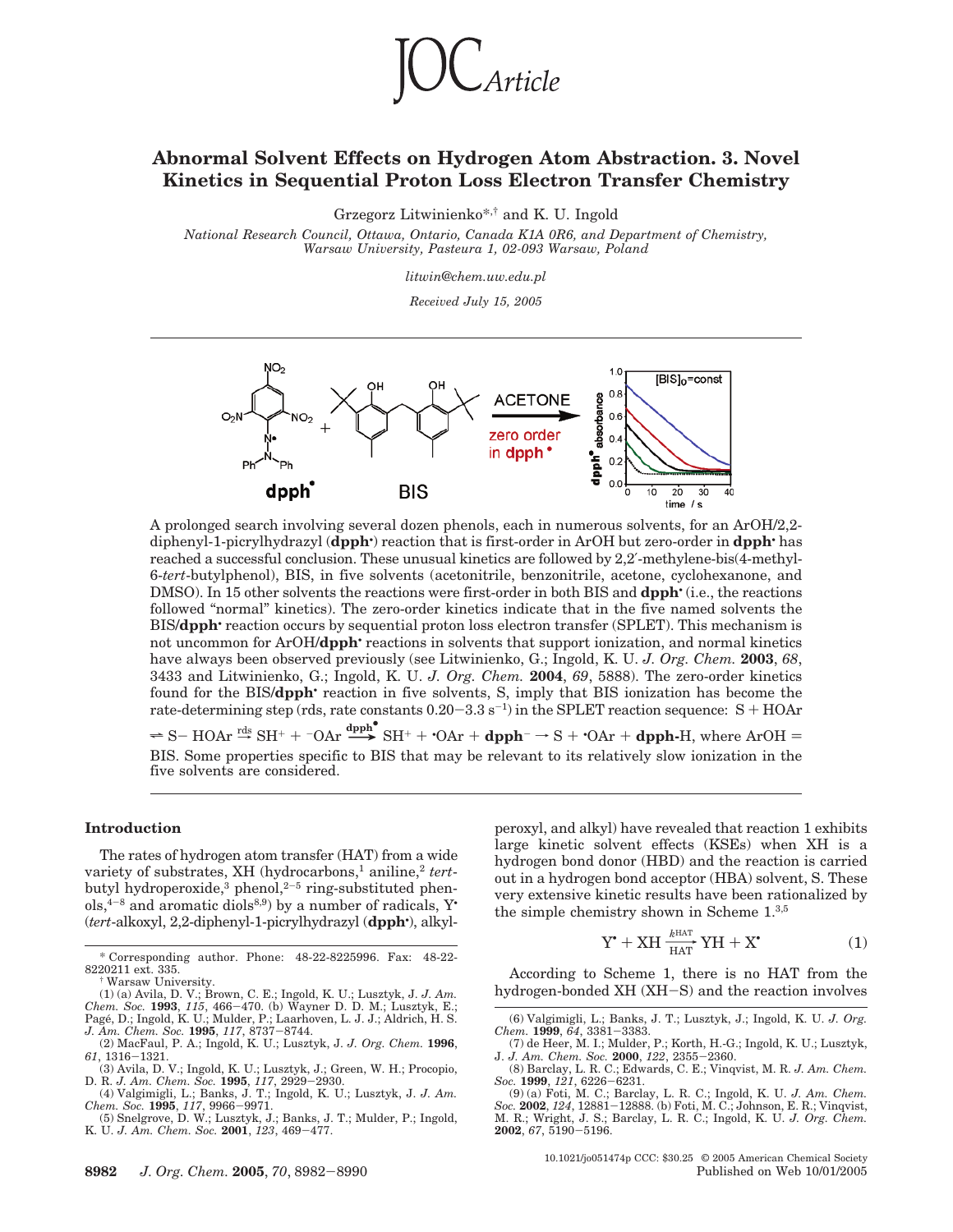# Abnormal Solvent Effects on Hydrogen Atom Abstraction. 3. Novel Kinetics in Sequential Proton Loss Electron Transfer Chemistry

Grzegorz Litwinienko*,† and K. U. Ingold

*National Research Council, Ottawa, Ontario, Canada K1A 0R6, and Department of Chemistry, Warsaw University, Pasteura 1, 02-093 Warsaw, Poland*

*litwin@chem.uw.edu.pl*

*Received July 15, 2005*

A prolonged search involving several dozen phenols, each in numerous solvents, for an ArOH/2,2-diphenyl-1-picrylhydrazyl (**dpph•**) reaction that is first-order in ArOH but zero-order in **dpph•** has reached a successful conclusion. These unusual kinetics are followed by 2,2′-methylene-bis(4-methyl-6-*tert*-butylphenol), BIS, in five solvents (acetonitrile, benzonitrile, acetone, cyclohexanone, and DMSO). In 15 other solvents the reactions were first-order in both BIS and **dpph•** (i.e., the reactions followed "normal" kinetics). The zero-order kinetics indicate that in the five named solvents the BIS/**dpph•** reaction occurs by sequential proton loss electron transfer (SPLET). This mechanism is not uncommon for ArOH/**dpph•** reactions in solvents that support ionization, and normal kinetics have always been observed previously (see Litwinienko, G.; Ingold, K. U. *J. Org. Chem.* **2003**, *68*, 3433 and Litwinienko, G.; Ingold, K. U. *J. Org. Chem.* **2004**, *69*, 5888). The zero-order kinetics found for the BIS/**dpph•** reaction in five solvents, S, imply that BIS ionization has become the rate-determining step (rds, rate constants 0.20−3.3 s$^{-1}$) in the SPLET reaction sequence: $\mathrm{S + HOAr \rightleftharpoons S\text{–}HOAr \xrightarrow{rds} SH^+ + {}^-OAr \xrightarrow{dpph^\bullet} SH^+ + {}^\bullet OAr + dpph^- \rightarrow S + {}^\bullet OAr + dpph\text{-}H}$, where ArOH = BIS. Some properties specific to BIS that may be relevant to its relatively slow ionization in the five solvents are considered.

## Introduction

The rates of hydrogen atom transfer (HAT) from a wide variety of substrates, XH (hydrocarbons,[1] aniline,[2] *tert*-butyl hydroperoxide,[3] phenol,[2−5] ring-substituted phenols,[4−8] and aromatic diols[8,9]) by a number of radicals, Y• (*tert*-alkoxyl, 2,2-diphenyl-1-picrylhydrazyl (**dpph•**), alkylperoxyl, and alkyl) have revealed that reaction 1 exhibits large kinetic solvent effects (KSEs) when XH is a hydrogen bond donor (HBD) and the reaction is carried out in a hydrogen bond acceptor (HBA) solvent, S. These very extensive kinetic results have been rationalized by the simple chemistry shown in Scheme 1.[3,5]

$$\mathrm{Y^\bullet + XH \xrightarrow[\text{HAT}]{k^{\text{HAT}}} YH + X^\bullet} \tag{1}$$

According to Scheme 1, there is no HAT from the hydrogen-bonded XH (XH−S) and the reaction involves

\* Corresponding author. Phone: 48-22-8225996. Fax: 48-22-8220211 ext. 335.

† Warsaw University.

(1) (a) Avila, D. V.; Brown, C. E.; Ingold, K. U.; Lusztyk, J. *J. Am. Chem. Soc.* **1993**, *115*, 466−470. (b) Wayner D. D. M.; Lusztyk, E.; Pagé, D.; Ingold, K. U.; Mulder, P.; Laarhoven, L. J. J.; Aldrich, H. S. *J. Am. Chem. Soc.* **1995**, *117*, 8737−8744.

(2) MacFaul, P. A.; Ingold, K. U.; Lusztyk, J. *J. Org. Chem.* **1996**, *61*, 1316−1321.

(3) Avila, D. V.; Ingold, K. U.; Lusztyk, J.; Green, W. H.; Procopio, D. R. *J. Am. Chem. Soc.* **1995**, *117*, 2929−2930.

(4) Valgimigli, L.; Banks, J. T.; Ingold, K. U.; Lusztyk, J. *J. Am. Chem. Soc.* **1995**, *117*, 9966−9971.

(5) Snelgrove, D. W.; Lusztyk, J.; Banks, J. T.; Mulder, P.; Ingold, K. U. *J. Am. Chem. Soc.* **2001**, *123*, 469−477.

(6) Valgimigli, L.; Banks, J. T.; Lusztyk, J.; Ingold, K. U. *J. Org. Chem.* **1999**, *64*, 3381−3383.

(7) de Heer, M. I.; Mulder, P.; Korth, H.-G.; Ingold, K. U.; Lusztyk, J. *J. Am. Chem. Soc.* **2000**, *122*, 2355−2360.

(8) Barclay, L. R. C.; Edwards, C. E.; Vinqvist, M. R. *J. Am. Chem. Soc.* **1999**, *121*, 6226−6231.

(9) (a) Foti, M. C.; Barclay, L. R. C.; Ingold, K. U. *J. Am. Chem. Soc.* **2002**, *124*, 12881−12888. (b) Foti, M. C.; Johnson, E. R.; Vinqvist, M. R.; Wright, J. S.; Barclay, L. R. C.; Ingold, K. U. *J. Org. Chem.* **2002**, *67*, 5190−5196.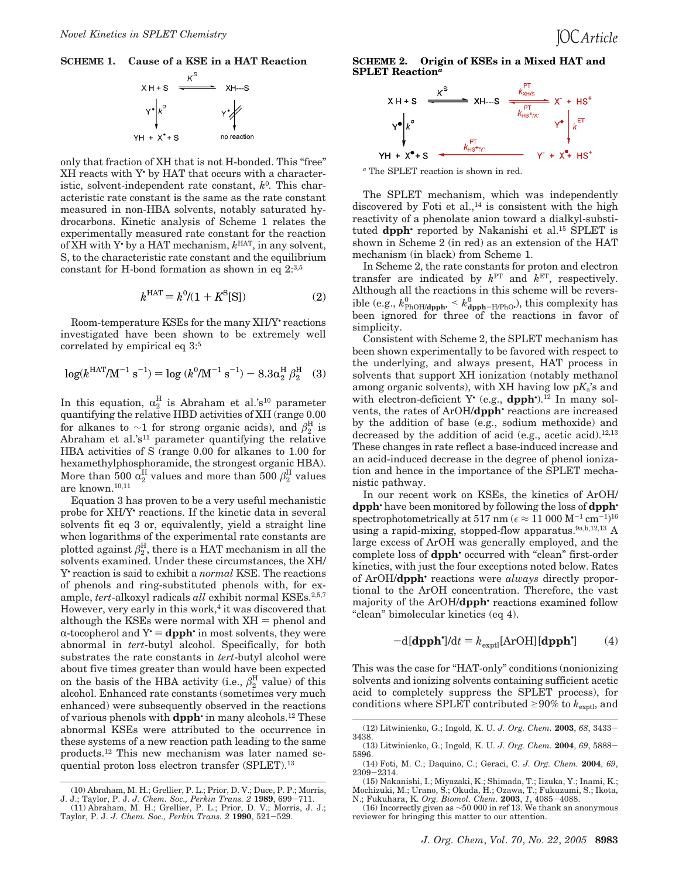**SCHEME 1. Cause of a KSE in a HAT Reaction**

$$
\begin{array}{ccc}
XH + S & \overset{K^S}{\rightleftharpoons} & XH\text{---}S \\
Y^\bullet \downarrow k^o & & Y^\bullet \not\downarrow \\
YH + X^\bullet + S & & \text{no reaction}
\end{array}
$$

only that fraction of XH that is not H-bonded. This "free" XH reacts with Y• by HAT that occurs with a characteristic, solvent-independent rate constant, $k^0$. This characteristic rate constant is the same as the rate constant measured in non-HBA solvents, notably saturated hydrocarbons. Kinetic analysis of Scheme 1 relates the experimentally measured rate constant for the reaction of XH with Y• by a HAT mechanism, $k^{HAT}$, in any solvent, S, to the characteristic rate constant and the equilibrium constant for H-bond formation as shown in eq 2:[3,5]

$$k^{HAT} = k^0/(1 + K^S[S]) \quad (2)$$

Room-temperature KSEs for the many XH/Y• reactions investigated have been shown to be extremely well correlated by empirical eq 3:[5]

$$\log(k^{HAT}/M^{-1}\,s^{-1}) = \log(k^0/M^{-1}\,s^{-1}) - 8.3\alpha_2^H\beta_2^H \quad (3)$$

In this equation, $\alpha_2^H$ is Abraham et al.'s[10] parameter quantifying the relative HBD activities of XH (range 0.00 for alkanes to ~1 for strong organic acids), and $\beta_2^H$ is Abraham et al.'s[11] parameter quantifying the relative HBA activities of S (range 0.00 for alkanes to 1.00 for hexamethylphosphoramide, the strongest organic HBA). More than 500 $\alpha_2^H$ values and more than 500 $\beta_2^H$ values are known.[10,11]

Equation 3 has proven to be a very useful mechanistic probe for XH/Y• reactions. If the kinetic data in several solvents fit eq 3 or, equivalently, yield a straight line when logarithms of the experimental rate constants are plotted against $\beta_2^H$, there is a HAT mechanism in all the solvents examined. Under these circumstances, the XH/Y• reaction is said to exhibit a *normal* KSE. The reactions of phenols and ring-substituted phenols with, for example, *tert*-alkoxyl radicals *all* exhibit normal KSEs.[2,5,7] However, very early in this work,[4] it was discovered that although the KSEs were normal with XH = phenol and α-tocopherol and Y• = **dpph•** in most solvents, they were abnormal in *tert*-butyl alcohol. Specifically, for both substrates the rate constants in *tert*-butyl alcohol were about five times greater than would have been expected on the basis of the HBA activity (i.e., $\beta_2^H$ value) of this alcohol. Enhanced rate constants (sometimes very much enhanced) were subsequently observed in the reactions of various phenols with **dpph•** in many alcohols.[12] These abnormal KSEs were attributed to the occurrence in these systems of a new reaction path leading to the same products.[12] This new mechanism was later named sequential proton loss electron transfer (SPLET).[13]

**SCHEME 2. Origin of KSEs in a Mixed HAT and SPLET Reaction**[a]

$$
\begin{array}{ccccc}
XH + S & \overset{K^S}{\rightleftharpoons} & XH\text{---}S & \underset{k^{PT}_{HS^+/X^-}}{\overset{k^{PT}_{XH/S}}{\rightleftharpoons}} & X^- + HS^+ \\
Y^\bullet \downarrow k^o & & & & Y^\bullet \downarrow k^{ET} \\
YH + X^\bullet + S & & \xleftarrow{k^{PT}_{HS^+/Y^-}} & & Y^- + X^\bullet + HS^+
\end{array}
$$

[a] The SPLET reaction is shown in red.

The SPLET mechanism, which was independently discovered by Foti et al.,[14] is consistent with the high reactivity of a phenolate anion toward a dialkyl-substituted **dpph•** reported by Nakanishi et al.[15] SPLET is shown in Scheme 2 (in red) as an extension of the HAT mechanism (in black) from Scheme 1.

In Scheme 2, the rate constants for proton and electron transfer are indicated by $k^{PT}$ and $k^{ET}$, respectively. Although all the reactions in this scheme will be reversible (e.g., $k^0_{PhOH/\mathbf{dpph}^\bullet} < k^0_{\mathbf{dpph}-H/PhO^\bullet}$), this complexity has been ignored for three of the reactions in favor of simplicity.

Consistent with Scheme 2, the SPLET mechanism has been shown experimentally to be favored with respect to the underlying, and always present, HAT process in solvents that support XH ionization (notably methanol among organic solvents), with XH having low p$K_a$'s and with electron-deficient Y• (e.g., **dpph•**).[12] In many solvents, the rates of ArOH/**dpph•** reactions are increased by the addition of base (e.g., sodium methoxide) and decreased by the addition of acid (e.g., acetic acid).[12,13] These changes in rate reflect a base-induced increase and an acid-induced decrease in the degree of phenol ionization and hence in the importance of the SPLET mechanistic pathway.

In our recent work on KSEs, the kinetics of ArOH/**dpph•** have been monitored by following the loss of **dpph•** spectrophotometrically at 517 nm ($\epsilon \approx 11\,000$ M$^{-1}$ cm$^{-1}$)[16] using a rapid-mixing, stopped-flow apparatus.[9a,b,12,13] A large excess of ArOH was generally employed, and the complete loss of **dpph•** occurred with "clean" first-order kinetics, with just the four exceptions noted below. Rates of ArOH/**dpph•** reactions were *always* directly proportional to the ArOH concentration. Therefore, the vast majority of the ArOH/**dpph•** reactions examined follow "clean" bimolecular kinetics (eq 4).

$$-d[\mathbf{dpph}^\bullet]/dt = k_{exptl}[\text{ArOH}][\mathbf{dpph}^\bullet] \quad (4)$$

This was the case for "HAT-only" conditions (nonionizing solvents and ionizing solvents containing sufficient acetic acid to completely suppress the SPLET process), for conditions where SPLET contributed ≥90% to $k_{exptl}$, and

(10) Abraham, M. H.; Grellier, P. L.; Prior, D. V.; Duce, P. P.; Morris, J. J.; Taylor, P. J. *J. Chem. Soc., Perkin Trans. 2* **1989**, 699–711.
(11) Abraham, M. H.; Grellier, P. L.; Prior, D. V.; Morris, J. J.; Taylor, P. J. *J. Chem. Soc., Perkin Trans. 2* **1990**, 521–529.
(12) Litwinienko, G.; Ingold, K. U. *J. Org. Chem.* **2003**, *68*, 3433–3438.
(13) Litwinienko, G.; Ingold, K. U. *J. Org. Chem.* **2004**, *69*, 5888–5896.
(14) Foti, M. C.; Daquino, C.; Geraci, C. *J. Org. Chem.* **2004**, *69*, 2309–2314.
(15) Nakanishi, I.; Miyazaki, K.; Shimada, T.; Iizuka, Y.; Inami, K.; Mochizuki, M.; Urano, S.; Okuda, H.; Ozawa, T.; Fukuzumi, S.; Ikota, N.; Fukuhara, K. *Org. Biomol. Chem.* **2003**, *1*, 4085–4088.
(16) Incorrectly given as ~50 000 in ref 13. We thank an anonymous reviewer for bringing this matter to our attention.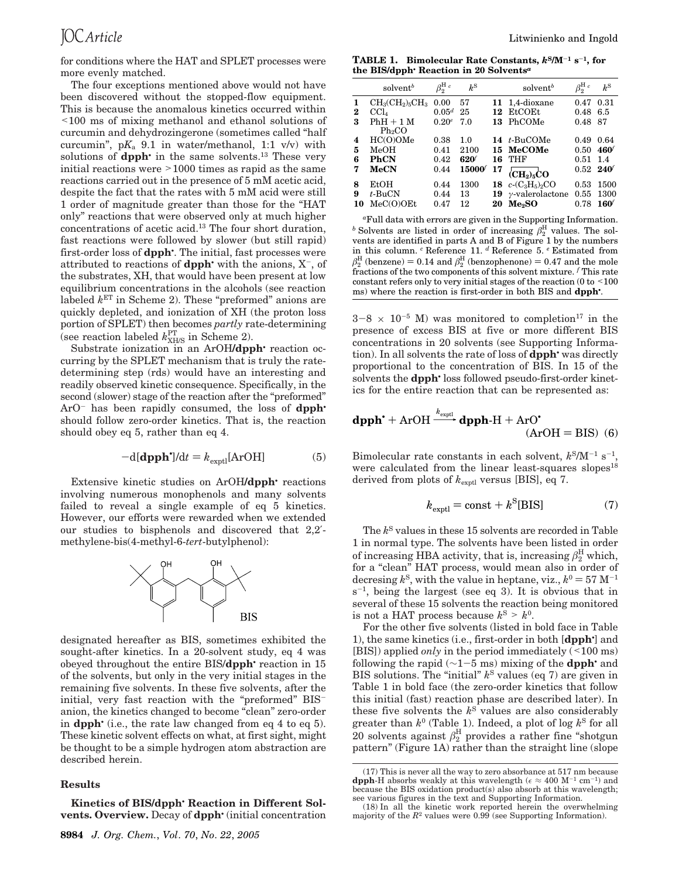for conditions where the HAT and SPLET processes were more evenly matched.

The four exceptions mentioned above would not have been discovered without the stopped-flow equipment. This is because the anomalous kinetics occurred within <100 ms of mixing methanol and ethanol solutions of curcumin and dehydrozingerone (sometimes called "half curcumin", p$K_a$ 9.1 in water/methanol, 1:1 v/v) with solutions of **dpph•** in the same solvents.[13] These very initial reactions were >1000 times as rapid as the same reactions carried out in the presence of 5 mM acetic acid, despite the fact that the rates with 5 mM acid were still 1 order of magnitude greater than those for the "HAT only" reactions that were observed only at much higher concentrations of acetic acid.[13] The four short duration, fast reactions were followed by slower (but still rapid) first-order loss of **dpph•**. The initial, fast processes were attributed to reactions of **dpph•** with the anions, $X^-$, of the substrates, XH, that would have been present at low equilibrium concentrations in the alcohols (see reaction labeled $k^{ET}$ in Scheme 2). These "preformed" anions are quickly depleted, and ionization of XH (the proton loss portion of SPLET) then becomes *partly* rate-determining (see reaction labeled $k^{PT}_{XH/S}$ in Scheme 2).

Substrate ionization in an ArOH/**dpph•** reaction occurring by the SPLET mechanism that is truly the rate-determining step (rds) would have an interesting and readily observed kinetic consequence. Specifically, in the second (slower) stage of the reaction after the "preformed" $ArO^-$ has been rapidly consumed, the loss of **dpph•** should follow zero-order kinetics. That is, the reaction should obey eq 5, rather than eq 4.

$$-d[\mathbf{dpph^\bullet}]/dt = k_{exptl}[ArOH] \qquad (5)$$

Extensive kinetic studies on ArOH/**dpph•** reactions involving numerous monophenols and many solvents failed to reveal a single example of eq 5 kinetics. However, our efforts were rewarded when we extended our studies to bisphenols and discovered that 2,2′-methylene-bis(4-methyl-6-*tert*-butylphenol):

BIS

designated hereafter as BIS, sometimes exhibited the sought-after kinetics. In a 20-solvent study, eq 4 was obeyed throughout the entire BIS/**dpph•** reaction in 15 of the solvents, but only in the very initial stages in the remaining five solvents. In these five solvents, after the initial, very fast reaction with the "preformed" $BIS^-$ anion, the kinetics changed to become "clean" zero-order in **dpph•** (i.e., the rate law changed from eq 4 to eq 5). These kinetic solvent effects on what, at first sight, might be thought to be a simple hydrogen atom abstraction are described herein.

## Results

**Kinetics of BIS/dpph• Reaction in Different Solvents. Overview.** Decay of **dpph•** (initial concentration $3-8 \times 10^{-5}$ M) was monitored to completion[17] in the presence of excess BIS at five or more different BIS concentrations in 20 solvents (see Supporting Information). In all solvents the rate of loss of **dpph•** was directly proportional to the concentration of BIS. In 15 of the solvents the **dpph•** loss followed pseudo-first-order kinetics for the entire reaction that can be represented as:

$$\mathbf{dpph^\bullet} + ArOH \xrightarrow{k_{exptl}} \mathbf{dpph}\text{-}H + ArO^\bullet \quad (ArOH = BIS) \quad (6)$$

Bimolecular rate constants in each solvent, $k^S$/M$^{-1}$ s$^{-1}$, were calculated from the linear least-squares slopes[18] derived from plots of $k_{exptl}$ versus [BIS], eq 7.

$$k_{exptl} = \text{const} + k^S[BIS] \qquad (7)$$

The $k^S$ values in these 15 solvents are recorded in Table 1 in normal type. The solvents have been listed in order of increasing HBA activity, that is, increasing $\beta_2^H$ which, for a "clean" HAT process, would mean also in order of decreasing $k^S$, with the value in heptane, viz., $k^0 = 57$ M$^{-1}$ s$^{-1}$, being the largest (see eq 3). It is obvious that in several of these 15 solvents the reaction being monitored is not a HAT process because $k^S > k^0$.

For the other five solvents (listed in bold face in Table 1), the same kinetics (i.e., first-order in both [**dpph•**] and [BIS]) applied *only* in the period immediately (<100 ms) following the rapid (~1−5 ms) mixing of the **dpph•** and BIS solutions. The "initial" $k^S$ values (eq 7) are given in Table 1 in bold face (the zero-order kinetics that follow this initial (fast) reaction phase are described later). In these five solvents the $k^S$ values are also considerably greater than $k^0$ (Table 1). Indeed, a plot of log $k^S$ for all 20 solvents against $\beta_2^H$ provides a rather fine "shotgun pattern" (Figure 1A) rather than the straight line (slope

**TABLE 1. Bimolecular Rate Constants, $k^S$/M$^{-1}$ s$^{-1}$, for the BIS/dpph• Reaction in 20 Solvents**[a]

| | solvent[b] | $\beta_2^H$ [c] | $k^S$ | | solvent[b] | $\beta_2^H$ [c] | $k^S$ |
|---|---|---|---|---|---|---|---|
| 1 | $CH_3(CH_2)_5CH_3$ | 0.00 | 57 | 11 | 1,4-dioxane | 0.47 | 0.31 |
| 2 | $CCl_4$ | 0.05[d] | 25 | 12 | EtCOEt | 0.48 | 6.5 |
| 3 | PhH + 1 M $Ph_2CO$ | 0.20[e] | 7.0 | 13 | PhCOMe | 0.48 | 87 |
| 4 | HC(O)OMe | 0.38 | 1.0 | 14 | *t*-BuCOMe | 0.49 | 0.64 |
| 5 | MeOH | 0.41 | 2100 | 15 | **MeCOMe** | 0.50 | **460**[f] |
| 6 | **PhCN** | 0.42 | **620**[f] | 16 | THF | 0.51 | 1.4 |
| 7 | **MeCN** | 0.44 | **15000**[f] | 17 | $\mathbf{(CH_2)_5CO}$ | 0.52 | **240**[f] |
| 8 | EtOH | 0.44 | 1300 | 18 | *c*-$(C_3H_5)_2CO$ | 0.53 | 1500 |
| 9 | *t*-BuCN | 0.44 | 13 | 19 | γ-valerolactone | 0.55 | 1300 |
| 10 | MeC(O)OEt | 0.47 | 12 | 20 | $\mathbf{Me_2SO}$ | 0.78 | **160**[f] |

[a] Full data with errors are given in the Supporting Information. [b] Solvents are listed in order of increasing $\beta_2^H$ values. The solvents are identified in parts A and B of Figure 1 by the numbers in this column. [c] Reference 11. [d] Reference 5. [e] Estimated from $\beta_2^H$ (benzene) = 0.14 and $\beta_2^H$ (benzophenone) = 0.47 and the mole fractions of the two components of this solvent mixture. [f] This rate constant refers only to very initial stages of the reaction (0 to <100 ms) where the reaction is first-order in both BIS and **dpph•**.

(17) This is never all the way to zero absorbance at 517 nm because **dpph**-H absorbs weakly at this wavelength ($\epsilon \approx 400$ M$^{-1}$ cm$^{-1}$) and because the BIS oxidation product(s) also absorb at this wavelength; see various figures in the text and Supporting Information.

(18) In all the kinetic work reported herein the overwhelming majority of the $R^2$ values were 0.99 (see Supporting Information).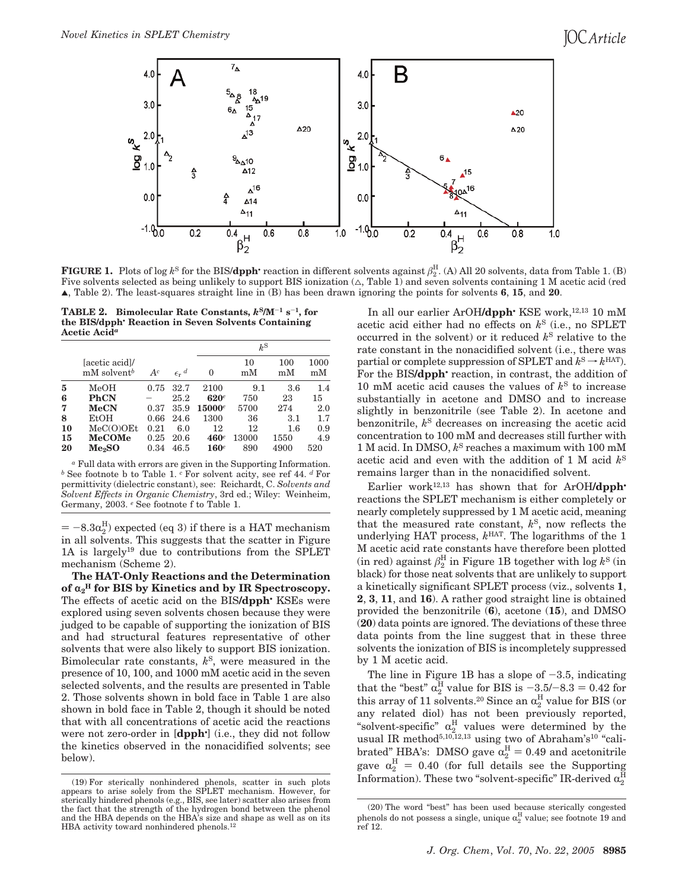**FIGURE 1.** Plots of log $k^S$ for the BIS/**dpph**$^\bullet$ reaction in different solvents against $\beta_2^H$. (A) All 20 solvents, data from Table 1. (B) Five solvents selected as being unlikely to support BIS ionization (△, Table 1) and seven solvents containing 1 M acetic acid (red ▲, Table 2). The least-squares straight line in (B) has been drawn ignoring the points for solvents **6**, **15**, and **20**.

**TABLE 2. Bimolecular Rate Constants, $k^S$/M$^{-1}$ s$^{-1}$, for the BIS/dpph$^\bullet$ Reaction in Seven Solvents Containing Acetic Acid**[a]

| | [acetic acid]/ mM solvent[b] | $A$[c] | $\epsilon_r$[d] | $k^S$ 0 | 10 mM | 100 mM | 1000 mM |
|---|---|---|---|---|---|---|---|
| **5** | MeOH | 0.75 | 32.7 | 2100 | 9.1 | 3.6 | 1.4 |
| **6** | **PhCN** | – | 25.2 | **620**[e] | 750 | 23 | 15 |
| **7** | **MeCN** | 0.37 | 35.9 | **15000**[e] | 5700 | 274 | 2.0 |
| **8** | EtOH | 0.66 | 24.6 | 1300 | 36 | 3.1 | 1.7 |
| **10** | MeC(O)OEt | 0.21 | 6.0 | 12 | 12 | 1.6 | 0.9 |
| **15** | **MeCOMe** | 0.25 | 20.6 | **460**[e] | 13000 | 1550 | 4.9 |
| **20** | **Me$_2$SO** | 0.34 | 46.5 | **160**[e] | 890 | 4900 | 520 |

[a] Full data with errors are given in the Supporting Information. [b] See footnote b to Table 1. [c] For solvent acity, see ref 44. [d] For permittivity (dielectric constant), see: Reichardt, C. *Solvents and Solvent Effects in Organic Chemistry*, 3rd ed.; Wiley: Weinheim, Germany, 2003. [e] See footnote f to Table 1.

$= -8.3\alpha_2^H$) expected (eq 3) if there is a HAT mechanism in all solvents. This suggests that the scatter in Figure 1A is largely[19] due to contributions from the SPLET mechanism (Scheme 2).

**The HAT-Only Reactions and the Determination of $\alpha_2^H$ for BIS by Kinetics and by IR Spectroscopy.** The effects of acetic acid on the BIS/**dpph**$^\bullet$ KSEs were explored using seven solvents chosen because they were judged to be capable of supporting the ionization of BIS and had structural features representative of other solvents that were also likely to support BIS ionization. Bimolecular rate constants, $k^S$, were measured in the presence of 10, 100, and 1000 mM acetic acid in the seven selected solvents, and the results are presented in Table 2. Those solvents shown in bold face in Table 1 are also shown in bold face in Table 2, though it should be noted that with all concentrations of acetic acid the reactions were not zero-order in [**dpph**$^\bullet$] (i.e., they did not follow the kinetics observed in the nonacidified solvents; see below).

In all our earlier ArOH/**dpph**$^\bullet$ KSE work,[12,13] 10 mM acetic acid either had no effects on $k^S$ (i.e., no SPLET occurred in the solvent) or it reduced $k^S$ relative to the rate constant in the nonacidified solvent (i.e., there was partial or complete suppression of SPLET and $k^S \rightarrow k^{HAT}$). For the BIS/**dpph**$^\bullet$ reaction, in contrast, the addition of 10 mM acetic acid causes the values of $k^S$ to increase substantially in acetone and DMSO and to increase slightly in benzonitrile (see Table 2). In acetone and benzonitrile, $k^S$ decreases on increasing the acetic acid concentration to 100 mM and decreases still further with 1 M acid. In DMSO, $k^S$ reaches a maximum with 100 mM acetic acid and even with the addition of 1 M acid $k^S$ remains larger than in the nonacidified solvent.

Earlier work[12,13] has shown that for ArOH/**dpph**$^\bullet$ reactions the SPLET mechanism is either completely or nearly completely suppressed by 1 M acetic acid, meaning that the measured rate constant, $k^S$, now reflects the underlying HAT process, $k^{HAT}$. The logarithms of the 1 M acetic acid rate constants have therefore been plotted (in red) against $\beta_2^H$ in Figure 1B together with log $k^S$ (in black) for those neat solvents that are unlikely to support a kinetically significant SPLET process (viz., solvents **1**, **2**, **3**, **11**, and **16**). A rather good straight line is obtained provided the benzonitrile (**6**), acetone (**15**), and DMSO (**20**) data points are ignored. The deviations of these three data points from the line suggest that in these three solvents the ionization of BIS is incompletely suppressed by 1 M acetic acid.

The line in Figure 1B has a slope of −3.5, indicating that the "best" $\alpha_2^H$ value for BIS is −3.5/−8.3 = 0.42 for this array of 11 solvents.[20] Since an $\alpha_2^H$ value for BIS (or any related diol) has not been previously reported, "solvent-specific" $\alpha_2^H$ values were determined by the usual IR method[5,10,12,13] using two of Abraham's[10] "calibrated" HBA's: DMSO gave $\alpha_2^H = 0.49$ and acetonitrile gave $\alpha_2^H = 0.40$ (for full details see the Supporting Information). These two "solvent-specific" IR-derived $\alpha_2^H$

(19) For sterically nonhindered phenols, scatter in such plots appears to arise solely from the SPLET mechanism. However, for sterically hindered phenols (e.g., BIS, see later) scatter also arises from the fact that the strength of the hydrogen bond between the phenol and the HBA depends on the HBA's size and shape as well as on its HBA activity toward nonhindered phenols.[12]

(20) The word "best" has been used because sterically congested phenols do not possess a single, unique $\alpha_2^H$ value; see footnote 19 and ref 12.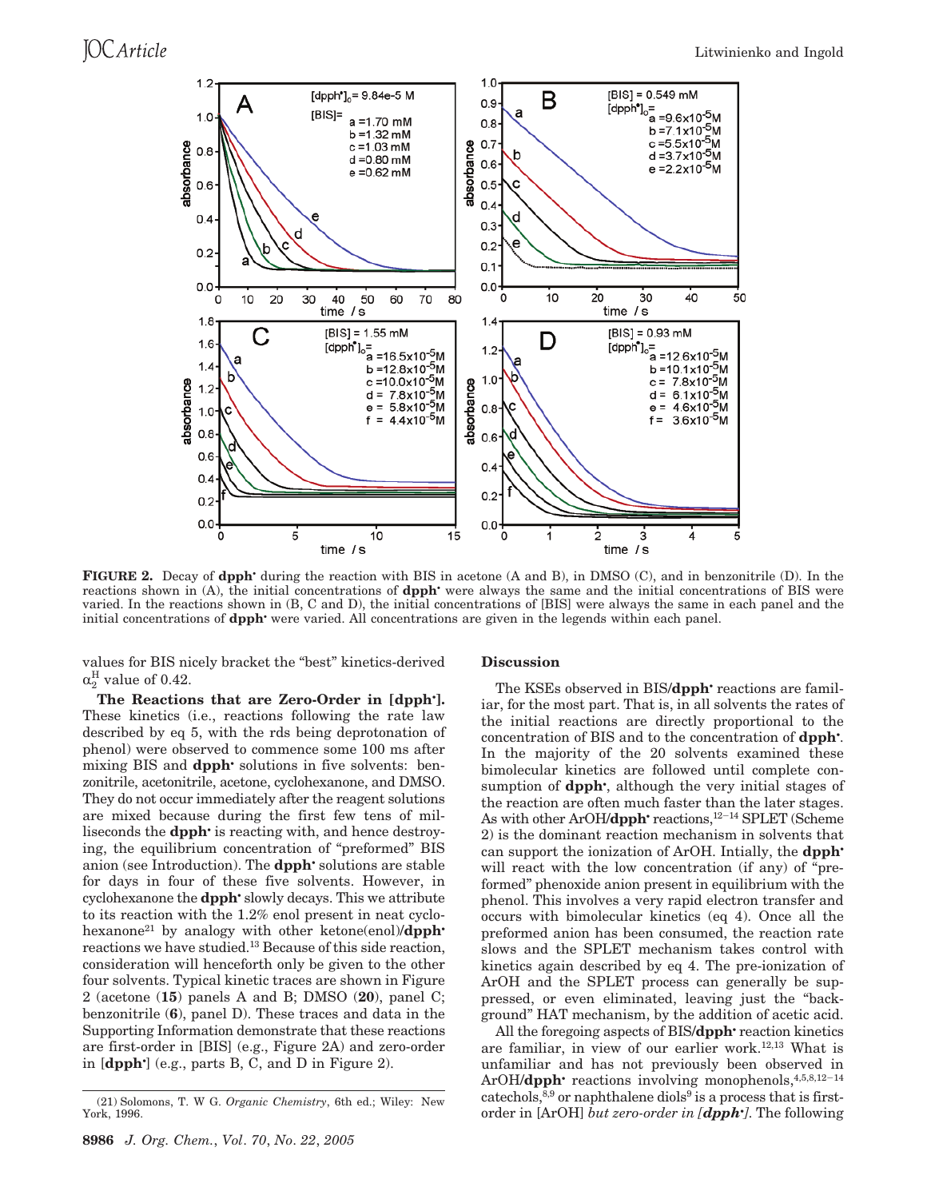**FIGURE 2.** Decay of **dpph•** during the reaction with BIS in acetone (A and B), in DMSO (C), and in benzonitrile (D). In the reactions shown in (A), the initial concentrations of **dpph•** were always the same and the initial concentrations of BIS were varied. In the reactions shown in (B, C and D), the initial concentrations of [BIS] were always the same in each panel and the initial concentrations of **dpph•** were varied. All concentrations are given in the legends within each panel.

values for BIS nicely bracket the "best" kinetics-derived $\alpha_2^H$ value of 0.42.

**The Reactions that are Zero-Order in [dpph•].** These kinetics (i.e., reactions following the rate law described by eq 5, with the rds being deprotonation of phenol) were observed to commence some 100 ms after mixing BIS and **dpph•** solutions in five solvents: benzonitrile, acetonitrile, acetone, cyclohexanone, and DMSO. They do not occur immediately after the reagent solutions are mixed because during the first few tens of milliseconds the **dpph•** is reacting with, and hence destroying, the equilibrium concentration of "preformed" BIS anion (see Introduction). The **dpph•** solutions are stable for days in four of these five solvents. However, in cyclohexanone the **dpph•** slowly decays. We attribute this to its reaction with the 1.2% enol present in neat cyclohexanone[21] by analogy with other ketone(enol)/**dpph•** reactions we have studied.[13] Because of this side reaction, consideration will henceforth only be given to the other four solvents. Typical kinetic traces are shown in Figure 2 (acetone (**15**) panels A and B; DMSO (**20**), panel C; benzonitrile (**6**), panel D). These traces and data in the Supporting Information demonstrate that these reactions are first-order in [BIS] (e.g., Figure 2A) and zero-order in [**dpph•**] (e.g., parts B, C, and D in Figure 2).

(21) Solomons, T. W G. *Organic Chemistry*, 6th ed.; Wiley: New York, 1996.

## Discussion

The KSEs observed in BIS/**dpph•** reactions are familiar, for the most part. That is, in all solvents the rates of the initial reactions are directly proportional to the concentration of BIS and to the concentration of **dpph•**. In the majority of the 20 solvents examined these bimolecular kinetics are followed until complete consumption of **dpph•**, although the very initial stages of the reaction are often much faster than the later stages. As with other ArOH/**dpph•** reactions,[12-14] SPLET (Scheme 2) is the dominant reaction mechanism in solvents that can support the ionization of ArOH. Intially, the **dpph•** will react with the low concentration (if any) of "preformed" phenoxide anion present in equilibrium with the phenol. This involves a very rapid electron transfer and occurs with bimolecular kinetics (eq 4). Once all the preformed anion has been consumed, the reaction rate slows and the SPLET mechanism takes control with kinetics again described by eq 4. The pre-ionization of ArOH and the SPLET process can generally be suppressed, or even eliminated, leaving just the "background" HAT mechanism, by the addition of acetic acid.

All the foregoing aspects of BIS/**dpph•** reaction kinetics are familiar, in view of our earlier work.[12,13] What is unfamiliar and has not previously been observed in ArOH/**dpph•** reactions involving monophenols,[4,5,8,12-14] catechols,[8,9] or naphthalene diols[9] is a process that is first-order in [ArOH] *but zero-order in [dpph•]*. The following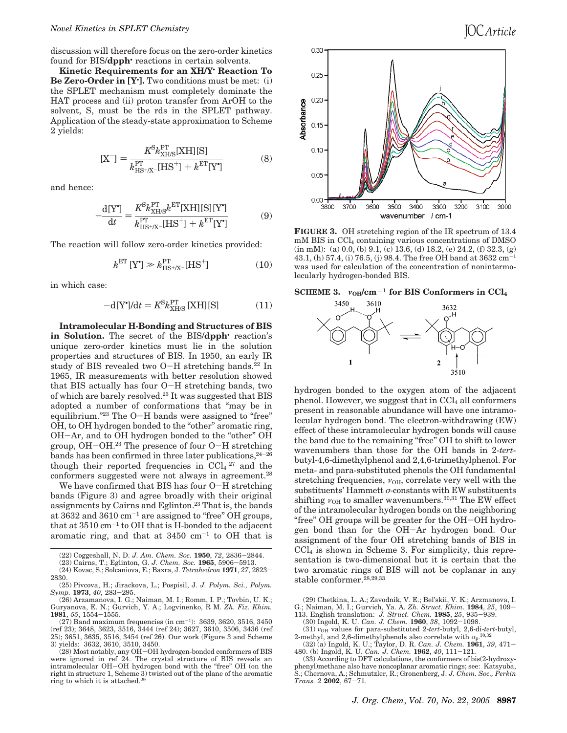discussion will therefore focus on the zero-order kinetics found for BIS/**dpph**• reactions in certain solvents.

**Kinetic Requirements for an XH/Y• Reaction To Be Zero-Order in [Y•].** Two conditions must be met: (i) the SPLET mechanism must completely dominate the HAT process and (ii) proton transfer from ArOH to the solvent, S, must be the rds in the SPLET pathway. Application of the steady-state approximation to Scheme 2 yields:

$$[\mathrm{X}^-] = \frac{K^{\mathrm{S}} k^{\mathrm{PT}}_{\mathrm{XH/S}}[\mathrm{XH}][\mathrm{S}]}{k^{\mathrm{PT}}_{\mathrm{HS^+/X^-}}[\mathrm{HS^+}] + k^{\mathrm{ET}}[\mathrm{Y^\bullet}]} \tag{8}$$

and hence:

$$-\frac{\mathrm{d}[\mathrm{Y^\bullet}]}{\mathrm{d}t} = \frac{K^{\mathrm{S}} k^{\mathrm{PT}}_{\mathrm{XH/S}} k^{\mathrm{ET}}[\mathrm{XH}][\mathrm{S}][\mathrm{Y^\bullet}]}{k^{\mathrm{PT}}_{\mathrm{HS^+/X^-}}[\mathrm{HS^+}] + k^{\mathrm{ET}}[\mathrm{Y^\bullet}]} \tag{9}$$

The reaction will follow zero-order kinetics provided:

$$k^{\mathrm{ET}}[\mathrm{Y^\bullet}] \gg k^{\mathrm{PT}}_{\mathrm{HS^+/X^-}}[\mathrm{HS^+}] \tag{10}$$

in which case:

$$-\mathrm{d}[\mathrm{Y^\bullet}]/\mathrm{d}t = K^{\mathrm{S}} k^{\mathrm{PT}}_{\mathrm{XH/S}}[\mathrm{XH}][\mathrm{S}] \tag{11}$$

**Intramolecular H-Bonding and Structures of BIS in Solution.** The secret of the BIS/**dpph**• reaction's unique zero-order kinetics must lie in the solution properties and structures of BIS. In 1950, an early IR study of BIS revealed two O−H stretching bands.[22] In 1965, IR measurements with better resolution showed that BIS actually has four O−H stretching bands, two of which are barely resolved.[23] It was suggested that BIS adopted a number of conformations that "may be in equilibrium."[23] The O−H bands were assigned to "free" OH, to OH hydrogen bonded to the "other" aromatic ring, OH−Ar, and to OH hydrogen bonded to the "other" OH group, OH−OH.[23] The presence of four O−H stretching bands has been confirmed in three later publications,[24−26] though their reported frequencies in $CCl_4$ [27] and the conformers suggested were not always in agreement.[28]

We have confirmed that BIS has four O−H stretching bands (Figure 3) and agree broadly with their original assignments by Cairns and Eglinton.[23] That is, the bands at 3632 and 3610 cm$^{-1}$ are assigned to "free" OH groups, that at 3510 cm$^{-1}$ to OH that is H-bonded to the adjacent aromatic ring, and that at 3450 cm$^{-1}$ to OH that is hydrogen bonded to the oxygen atom of the adjacent phenol. However, we suggest that in $CCl_4$ all conformers present in reasonable abundance will have one intramolecular hydrogen bond. The electron-withdrawing (EW) effect of these intramolecular hydrogen bonds will cause the band due to the remaining "free" OH to shift to lower wavenumbers than those for the OH bands in 2-*tert*-butyl-4,6-dimethylphenol and 2,4,6-trimethylphenol. For meta- and para-substituted phenols the OH fundamental stretching frequencies, $\nu_{\mathrm{OH}}$, correlate very well with the substituents' Hammett $\sigma$-constants with EW substituents shifting $\nu_{\mathrm{OH}}$ to smaller wavenumbers.[30,31] The EW effect of the intramolecular hydrogen bonds on the neighboring "free" OH groups will be greater for the OH−OH hydrogen bond than for the OH−Ar hydrogen bond. Our assignment of the four OH stretching bands of BIS in $CCl_4$ is shown in Scheme 3. For simplicity, this representation is two-dimensional but it is certain that the two aromatic rings of BIS will not be coplanar in any stable conformer.[28,29,33]

**FIGURE 3.** OH stretching region of the IR spectrum of 13.4 mM BIS in $CCl_4$ containing various concentrations of DMSO (in mM): (a) 0.0, (b) 9.1, (c) 13.6, (d) 18.2, (e) 24.2, (f) 32.3, (g) 43.1, (h) 57.4, (i) 76.5, (j) 98.4. The free OH band at 3632 cm$^{-1}$ was used for calculation of the concentration of nonintermolecularly hydrogen-bonded BIS.

**SCHEME 3.** $\nu_{\mathrm{OH}}$/cm$^{-1}$ **for BIS Conformers in** $CCl_4$

(22) Coggeshall, N. D. *J. Am. Chem. Soc.* **1950**, *72*, 2836−2844.
(23) Cairns, T.; Eglinton, G. *J. Chem. Soc.* **1965**, 5906−5913.
(24) Kovac, S.; Solcaniova, E.; Baxra, J. *Tetrahedron* **1971**, *27*, 2823−2830.
(25) Pivcova, H.; Jirackova, L.; Pospisil, J. *J. Polym. Sci., Polym. Symp.* **1973**, *40*, 283−295.
(26) Arzamanova, I. G.; Naiman, M. I.; Romm, I. P.; Tovbin, U. K.; Guryanova, E. N.; Gurvich, Y. A.; Logvinenko, R M. *Zh. Fiz. Khim.* **1981**, *55*, 1554−1555.
(27) Band maximum frequencies (in cm$^{-1}$): 3639, 3620, 3516, 3450 (ref 23); 3648, 3623, 3516, 3444 (ref 24); 3627, 3610, 3506, 3436 (ref 25); 3651, 3635, 3516, 3454 (ref 26). Our work (Figure 3 and Scheme 3) yields: 3632, 3610, 3510, 3450.
(28) Most notably, any OH−OH hydrogen-bonded conformers of BIS were ignored in ref 24. The crystal structure of BIS reveals an intramolecular OH−OH hydrogen bond with the "free" OH (on the right in structure 1, Scheme 3) twisted out of the plane of the aromatic ring to which it is attached.[29]
(29) Chetkina, L. A.; Zavodnik, V. E.; Bel'skii, V. K.; Arzmanova, I. G.; Naiman, M. I.; Gurvich, Ya. A. *Zh. Struct. Khim.* **1984**, *25*, 109−113. English translation: *J. Struct. Chem.* **1985**, *25*, 935−939.
(30) Ingold, K. U. *Can. J. Chem.* **1960**, *38*, 1092−1098.
(31) $\nu_{\mathrm{OH}}$ values for para-substituted 2-*tert*-butyl, 2,6-di-*tert*-butyl, 2-methyl, and 2,6-dimethylphenols also correlate with $\sigma_p$.[30,32]
(32) (a) Ingold, K. U.; Taylor, D. R. *Can. J. Chem.* **1961**, *39*, 471−480. (b) Ingold, K. U. *Can. J. Chem.* **1962**, *40*, 111−121.
(33) According to DFT calculations, the conformers of bis(2-hydroxyphenyl)methane also have noncoplanar aromatic rings; see: Katsyuba, S.; Chernova, A.; Schmutzler, R.; Gronenberg, J. *J. Chem. Soc., Perkin Trans. 2* **2002**, 67−71.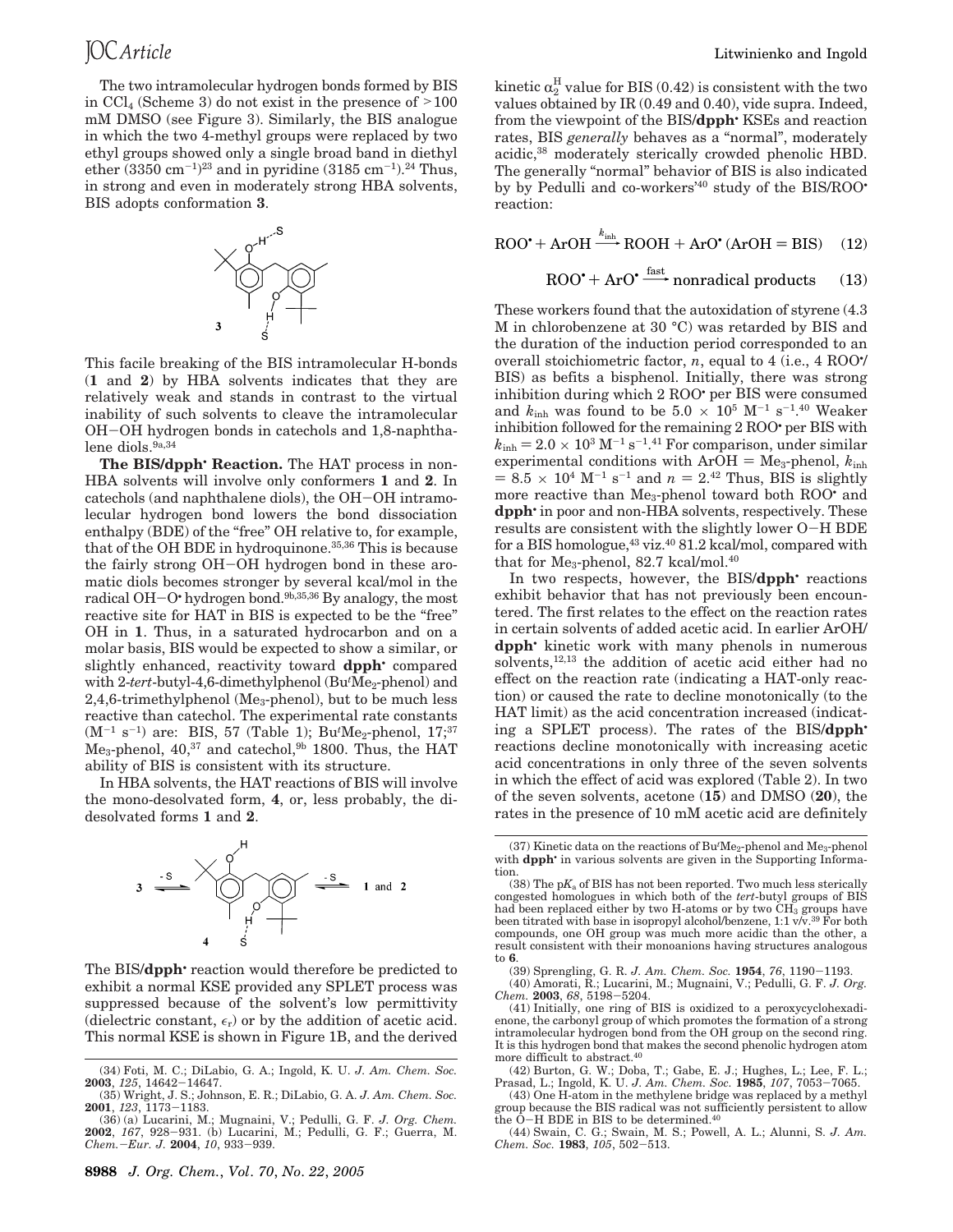The two intramolecular hydrogen bonds formed by BIS in $CCl_4$ (Scheme 3) do not exist in the presence of >100 mM DMSO (see Figure 3). Similarly, the BIS analogue in which the two 4-methyl groups were replaced by two ethyl groups showed only a single broad band in diethyl ether (3350 cm$^{-1}$)[23] and in pyridine (3185 cm$^{-1}$).[24] Thus, in strong and even in moderately strong HBA solvents, BIS adopts conformation **3**.

This facile breaking of the BIS intramolecular H-bonds (**1** and **2**) by HBA solvents indicates that they are relatively weak and stands in contrast to the virtual inability of such solvents to cleave the intramolecular OH–OH hydrogen bonds in catechols and 1,8-naphthalene diols.[9a,34]

**The BIS/dpph• Reaction.** The HAT process in non-HBA solvents will involve only conformers **1** and **2**. In catechols (and naphthalene diols), the OH–OH intramolecular hydrogen bond lowers the bond dissociation enthalpy (BDE) of the "free" OH relative to, for example, that of the OH BDE in hydroquinone.[35,36] This is because the fairly strong OH–OH hydrogen bond in these aromatic diols becomes stronger by several kcal/mol in the radical OH–O• hydrogen bond.[9b,35,36] By analogy, the most reactive site for HAT in BIS is expected to be the "free" OH in **1**. Thus, in a saturated hydrocarbon and on a molar basis, BIS would be expected to show a similar, or slightly enhanced, reactivity toward **dpph•** compared with 2-*tert*-butyl-4,6-dimethylphenol (Bu$^t$Me$_2$-phenol) and 2,4,6-trimethylphenol (Me$_3$-phenol), but to be much less reactive than catechol. The experimental rate constants (M$^{-1}$ s$^{-1}$) are: BIS, 57 (Table 1); Bu$^t$Me$_2$-phenol, 17;[37] Me$_3$-phenol, 40,[37] and catechol,[9b] 1800. Thus, the HAT ability of BIS is consistent with its structure.

In HBA solvents, the HAT reactions of BIS will involve the mono-desolvated form, **4**, or, less probably, the di-desolvated forms **1** and **2**.

The BIS/**dpph•** reaction would therefore be predicted to exhibit a normal KSE provided any SPLET process was suppressed because of the solvent's low permittivity (dielectric constant, $\epsilon_r$) or by the addition of acetic acid. This normal KSE is shown in Figure 1B, and the derived kinetic $\alpha_2^H$ value for BIS (0.42) is consistent with the two values obtained by IR (0.49 and 0.40), vide supra. Indeed, from the viewpoint of the BIS/**dpph•** KSEs and reaction rates, BIS *generally* behaves as a "normal", moderately acidic,[38] moderately sterically crowded phenolic HBD. The generally "normal" behavior of BIS is also indicated by by Pedulli and co-workers'[40] study of the BIS/ROO• reaction:

$$\mathrm{ROO^\bullet + ArOH \xrightarrow{k_{inh}} ROOH + ArO^\bullet\ (ArOH = BIS)} \quad (12)$$

$$\mathrm{ROO^\bullet + ArO^\bullet \xrightarrow{fast} nonradical\ products} \quad (13)$$

These workers found that the autoxidation of styrene (4.3 M in chlorobenzene at 30 °C) was retarded by BIS and the duration of the induction period corresponded to an overall stoichiometric factor, *n*, equal to 4 (i.e., 4 ROO•/BIS) as befits a bisphenol. Initially, there was strong inhibition during which 2 ROO• per BIS were consumed and $k_{inh}$ was found to be $5.0 \times 10^5$ M$^{-1}$ s$^{-1}$.[40] Weaker inhibition followed for the remaining 2 ROO• per BIS with $k_{inh} = 2.0 \times 10^3$ M$^{-1}$ s$^{-1}$.[41] For comparison, under similar experimental conditions with ArOH = Me$_3$-phenol, $k_{inh} = 8.5 \times 10^4$ M$^{-1}$ s$^{-1}$ and $n = 2$.[42] Thus, BIS is slightly more reactive than Me$_3$-phenol toward both ROO• and **dpph•** in poor and non-HBA solvents, respectively. These results are consistent with the slightly lower O–H BDE for a BIS homologue,[43] viz.[40] 81.2 kcal/mol, compared with that for Me$_3$-phenol, 82.7 kcal/mol.[40]

In two respects, however, the BIS/**dpph•** reactions exhibit behavior that has not previously been encountered. The first relates to the effect on the reaction rates in certain solvents of added acetic acid. In earlier ArOH/**dpph•** kinetic work with many phenols in numerous solvents,[12,13] the addition of acetic acid either had no effect on the reaction rate (indicating a HAT-only reaction) or caused the rate to decline monotonically (to the HAT limit) as the acid concentration increased (indicating a SPLET process). The rates of the BIS/**dpph•** reactions decline monotonically with increasing acetic acid concentrations in only three of the seven solvents in which the effect of acid was explored (Table 2). In two of the seven solvents, acetone (**15**) and DMSO (**20**), the rates in the presence of 10 mM acetic acid are definitely

(34) Foti, M. C.; DiLabio, G. A.; Ingold, K. U. *J. Am. Chem. Soc.* **2003**, *125*, 14642–14647.

(35) Wright, J. S.; Johnson, E. R.; DiLabio, G. A. *J. Am. Chem. Soc.* **2001**, *123*, 1173–1183.

(36) (a) Lucarini, M.; Mugnaini, V.; Pedulli, G. F. *J. Org. Chem.* **2002**, *167*, 928–931. (b) Lucarini, M.; Pedulli, G. F.; Guerra, M. *Chem.–Eur. J.* **2004**, *10*, 933–939.

(37) Kinetic data on the reactions of Bu$^t$Me$_2$-phenol and Me$_3$-phenol with **dpph•** in various solvents are given in the Supporting Information.

(38) The p$K_a$ of BIS has not been reported. Two much less sterically congested homologues in which both of the *tert*-butyl groups of BIS had been replaced either by two H-atoms or by two $CH_3$ groups have been titrated with base in isopropyl alcohol/benzene, 1:1 v/v.[39] For both compounds, one OH group was much more acidic than the other, a result consistent with their monoanions having structures analogous to **6**.

(39) Sprengling, G. R. *J. Am. Chem. Soc.* **1954**, *76*, 1190–1193.

(40) Amorati, R.; Lucarini, M.; Mugnaini, V.; Pedulli, G. F. *J. Org. Chem.* **2003**, *68*, 5198–5204.

(41) Initially, one ring of BIS is oxidized to a peroxycyclohexadienone, the carbonyl group of which promotes the formation of a strong intramolecular hydrogen bond from the OH group on the second ring. It is this hydrogen bond that makes the second phenolic hydrogen atom more difficult to abstract.[40]

(42) Burton, G. W.; Doba, T.; Gabe, E. J.; Hughes, L.; Lee, F. L.; Prasad, L.; Ingold, K. U. *J. Am. Chem. Soc.* **1985**, *107*, 7053–7065.

(43) One H-atom in the methylene bridge was replaced by a methyl group because the BIS radical was not sufficiently persistent to allow the O–H BDE in BIS to be determined.[40]

(44) Swain, C. G.; Swain, M. S.; Powell, A. L.; Alunni, S. *J. Am. Chem. Soc.* **1983**, *105*, 502–513.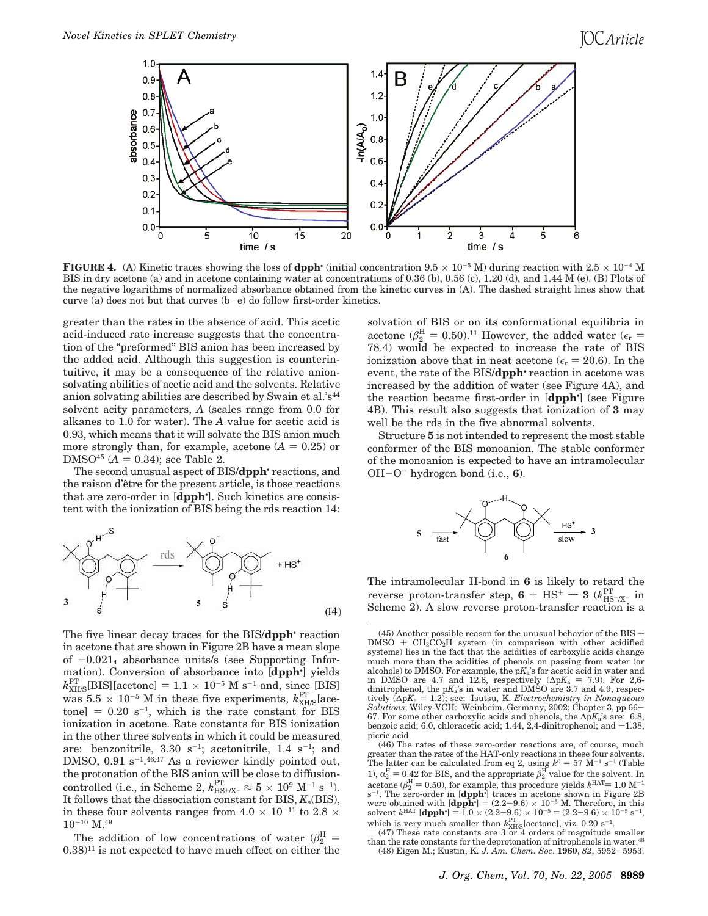**FIGURE 4.** (A) Kinetic traces showing the loss of **dpph•** (initial concentration $9.5 \times 10^{-5}$ M) during reaction with $2.5 \times 10^{-4}$ M BIS in dry acetone (a) and in acetone containing water at concentrations of 0.36 (b), 0.56 (c), 1.20 (d), and 1.44 M (e). (B) Plots of the negative logarithms of normalized absorbance obtained from the kinetic curves in (A). The dashed straight lines show that curve (a) does not but that curves (b–e) do follow first-order kinetics.

greater than the rates in the absence of acid. This acetic acid-induced rate increase suggests that the concentration of the "preformed" BIS anion has been increased by the added acid. Although this suggestion is counterintuitive, it may be a consequence of the relative anion-solvating abilities of acetic acid and the solvents. Relative anion solvating abilities are described by Swain et al.'s[44] solvent acity parameters, $A$ (scales range from 0.0 for alkanes to 1.0 for water). The $A$ value for acetic acid is 0.93, which means that it will solvate the BIS anion much more strongly than, for example, acetone ($A = 0.25$) or DMSO[45] ($A = 0.34$); see Table 2.

The second unusual aspect of BIS/**dpph•** reactions, and the raison d'être for the present article, is those reactions that are zero-order in [**dpph•**]. Such kinetics are consistent with the ionization of BIS being the rds reaction 14:

$$\mathbf{3} \xrightarrow{\text{rds}} \mathbf{5} + \text{HS}^+ \tag{14}$$

The five linear decay traces for the BIS/**dpph•** reaction in acetone that are shown in Figure 2B have a mean slope of $-0.021_4$ absorbance units/s (see Supporting Information). Conversion of absorbance into [**dpph•**] yields $k_{XH/S}^{PT}$[BIS][acetone] $= 1.1 \times 10^{-5}$ M s$^{-1}$ and, since [BIS] was $5.5 \times 10^{-5}$ M in these five experiments, $k_{XH/S}^{PT}$[acetone] $= 0.20$ s$^{-1}$, which is the rate constant for BIS ionization in acetone. Rate constants for BIS ionization in the other three solvents in which it could be measured are: benzonitrile, 3.30 s$^{-1}$; acetonitrile, 1.4 s$^{-1}$; and DMSO, 0.91 s$^{-1}$.[46,47] As a reviewer kindly pointed out, the protonation of the BIS anion will be close to diffusion-controlled (i.e., in Scheme 2, $k_{HS^+/X^-}^{PT} \approx 5 \times 10^{9}$ M$^{-1}$ s$^{-1}$). It follows that the dissociation constant for BIS, $K_a$(BIS), in these four solvents ranges from $4.0 \times 10^{-11}$ to $2.8 \times 10^{-10}$ M.[49]

The addition of low concentrations of water ($\beta_2^H = 0.38$)[11] is not expected to have much effect on either the solvation of BIS or on its conformational equilibria in acetone ($\beta_2^H = 0.50$).[11] However, the added water ($\epsilon_r = 78.4$) would be expected to increase the rate of BIS ionization above that in neat acetone ($\epsilon_r = 20.6$). In the event, the rate of the BIS/**dpph•** reaction in acetone was increased by the addition of water (see Figure 4A), and the reaction became first-order in [**dpph•**] (see Figure 4B). This result also suggests that ionization of **3** may well be the rds in the five abnormal solvents.

Structure **5** is not intended to represent the most stable conformer of the BIS monoanion. The stable conformer of the monoanion is expected to have an intramolecular OH−O$^-$ hydrogen bond (i.e., **6**).

$$\mathbf{5} \xrightarrow{\text{fast}} \mathbf{6} \xrightarrow[\text{slow}]{\text{HS}^+} \mathbf{3}$$

The intramolecular H-bond in **6** is likely to retard the reverse proton-transfer step, **6** + HS$^+$ → **3** ($k_{HS^+/X^-}^{PT}$ in Scheme 2). A slow reverse proton-transfer reaction is a

(45) Another possible reason for the unusual behavior of the BIS + DMSO + $CH_3CO_2H$ system (in comparison with other acidified systems) lies in the fact that the acidities of carboxylic acids change much more than the acidities of phenols on passing from water (or alcohols) to DMSO. For example, the p$K_a$'s for acetic acid in water and in DMSO are 4.7 and 12.6, respectively (Δp$K_a$ = 7.9). For 2,6-dinitrophenol, the p$K_a$'s in water and DMSO are 3.7 and 4.9, respectively (Δp$K_a$ = 1.2); see: Isutsu, K. *Electrochemistry in Nonaqueous Solutions*; Wiley-VCH: Weinheim, Germany, 2002; Chapter 3, pp 66–67. For some other carboxylic acids and phenols, the Δp$K_a$'s are: 6.8, benzoic acid; 6.0, chloracetic acid; 1.44, 2,4-dinitrophenol; and −1.38, picric acid.

(46) The rates of these zero-order reactions are, of course, much greater than the rates of the HAT-only reactions in these four solvents. The latter can be calculated from eq 2, using $k^0 = 57$ M$^{-1}$ s$^{-1}$ (Table 1), $\alpha_2^H = 0.42$ for BIS, and the appropriate $\beta_2^H$ value for the solvent. In acetone ($\beta_2^H = 0.50$), for example, this procedure yields $k^{HAT} = 1.0$ M$^{-1}$ s$^{-1}$. The zero-order in [**dpph•**] traces in acetone shown in Figure 2B were obtained with [**dpph•**] = (2.2–9.6) × $10^{-5}$ M. Therefore, in this solvent $k^{HAT}$ [**dpph•**] = 1.0 × (2.2–9.6) × $10^{-5}$ = (2.2–9.6) × $10^{-5}$ s$^{-1}$, which is very much smaller than $k_{XH/S}^{PT}$[acetone], viz. 0.20 s$^{-1}$.

(47) These rate constants are 3 or 4 orders of magnitude smaller than the rate constants for the deprotonation of nitrophenols in water.[48]

(48) Eigen M.; Kustin, K. *J. Am. Chem. Soc.* **1960**, *82*, 5952–5953.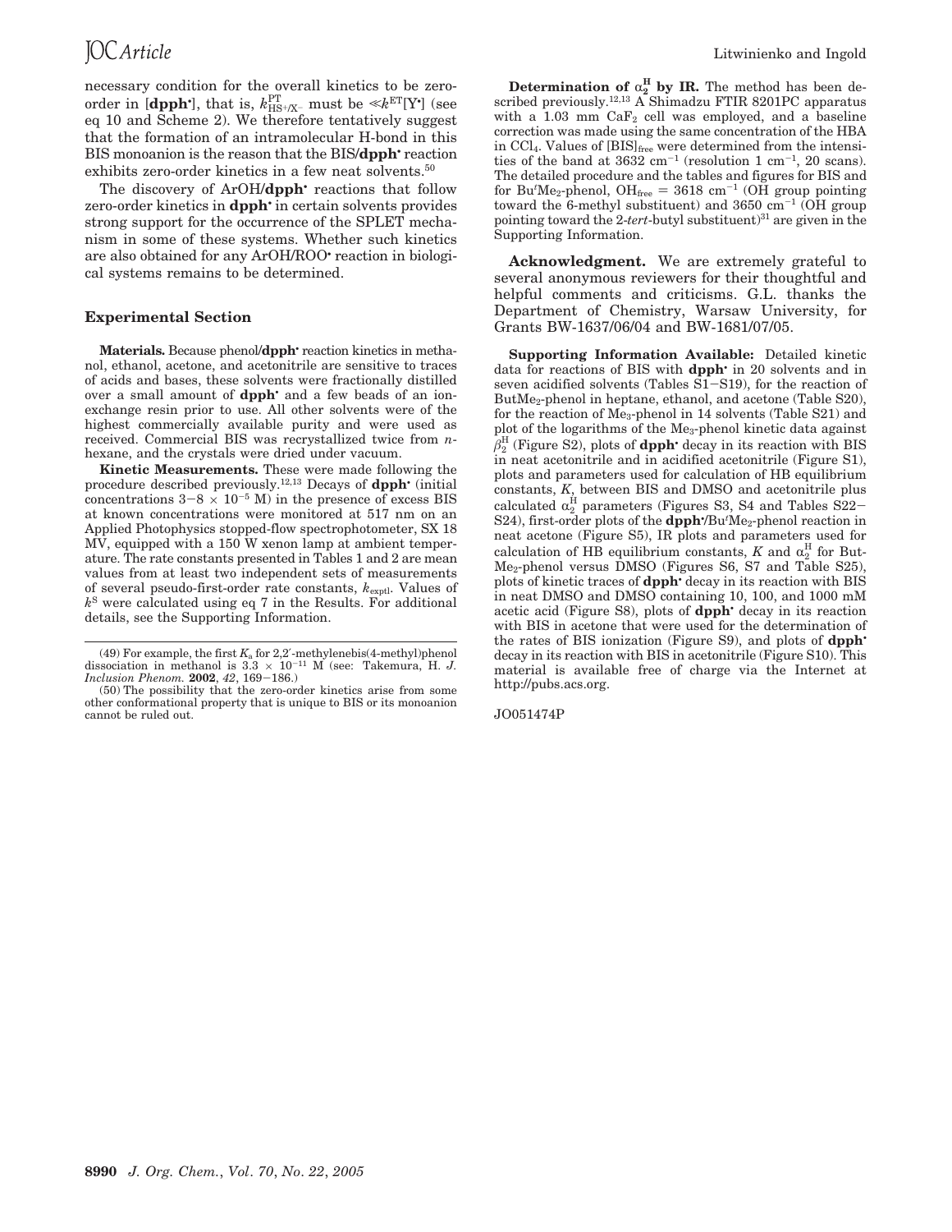necessary condition for the overall kinetics to be zero-order in [**dpph**$^•$], that is, $k^{PT}_{HS^+/X^-}$ must be $\ll k^{ET}[Y^•]$ (see eq 10 and Scheme 2). We therefore tentatively suggest that the formation of an intramolecular H-bond in this BIS monoanion is the reason that the BIS/**dpph**$^•$ reaction exhibits zero-order kinetics in a few neat solvents.[50]

The discovery of ArOH/**dpph**$^•$ reactions that follow zero-order kinetics in **dpph**$^•$ in certain solvents provides strong support for the occurrence of the SPLET mechanism in some of these systems. Whether such kinetics are also obtained for any ArOH/ROO$^•$ reaction in biological systems remains to be determined.

## Experimental Section

**Materials.** Because phenol/**dpph**$^•$ reaction kinetics in methanol, ethanol, acetone, and acetonitrile are sensitive to traces of acids and bases, these solvents were fractionally distilled over a small amount of **dpph**$^•$ and a few beads of an ion-exchange resin prior to use. All other solvents were of the highest commercially available purity and were used as received. Commercial BIS was recrystallized twice from *n*-hexane, and the crystals were dried under vacuum.

**Kinetic Measurements.** These were made following the procedure described previously.[12,13] Decays of **dpph**$^•$ (initial concentrations $3-8 \times 10^{-5}$ M) in the presence of excess BIS at known concentrations were monitored at 517 nm on an Applied Photophysics stopped-flow spectrophotometer, SX 18 MV, equipped with a 150 W xenon lamp at ambient temperature. The rate constants presented in Tables 1 and 2 are mean values from at least two independent sets of measurements of several pseudo-first-order rate constants, $k_{exptl}$. Values of $k^S$ were calculated using eq 7 in the Results. For additional details, see the Supporting Information.

**Determination of $\alpha_2^H$ by IR.** The method has been described previously.[12,13] A Shimadzu FTIR 8201PC apparatus with a 1.03 mm $CaF_2$ cell was employed, and a baseline correction was made using the same concentration of the HBA in $CCl_4$. Values of $[BIS]_{free}$ were determined from the intensities of the band at 3632 cm$^{-1}$ (resolution 1 cm$^{-1}$, 20 scans). The detailed procedure and the tables and figures for BIS and for Bu$^t$Me$_2$-phenol, $OH_{free}$ = 3618 cm$^{-1}$ (OH group pointing toward the 6-methyl substituent) and 3650 cm$^{-1}$ (OH group pointing toward the 2-*tert*-butyl substituent)[31] are given in the Supporting Information.

**Acknowledgment.** We are extremely grateful to several anonymous reviewers for their thoughtful and helpful comments and criticisms. G.L. thanks the Department of Chemistry, Warsaw University, for Grants BW-1637/06/04 and BW-1681/07/05.

**Supporting Information Available:** Detailed kinetic data for reactions of BIS with **dpph**$^•$ in 20 solvents and in seven acidified solvents (Tables S1−S19), for the reaction of ButMe$_2$-phenol in heptane, ethanol, and acetone (Table S20), for the reaction of Me$_3$-phenol in 14 solvents (Table S21) and plot of the logarithms of the Me$_3$-phenol kinetic data against $\beta_2^H$ (Figure S2), plots of **dpph**$^•$ decay in its reaction with BIS in neat acetonitrile and in acidified acetonitrile (Figure S1), plots and parameters used for calculation of HB equilibrium constants, $K$, between BIS and DMSO and acetonitrile plus calculated $\alpha_2^H$ parameters (Figures S3, S4 and Tables S22−S24), first-order plots of the **dpph**$^•$/Bu$^t$Me$_2$-phenol reaction in neat acetone (Figure S5), IR plots and parameters used for calculation of HB equilibrium constants, $K$ and $\alpha_2^H$ for But-Me$_2$-phenol versus DMSO (Figures S6, S7 and Table S25), plots of kinetic traces of **dpph**$^•$ decay in its reaction with BIS in neat DMSO and DMSO containing 10, 100, and 1000 mM acetic acid (Figure S8), plots of **dpph**$^•$ decay in its reaction with BIS in acetone that were used for the determination of the rates of BIS ionization (Figure S9), and plots of **dpph**$^•$ decay in its reaction with BIS in acetonitrile (Figure S10). This material is available free of charge via the Internet at http://pubs.acs.org.

JO051474P

---

(49) For example, the first $K_a$ for 2,2′-methylenebis(4-methyl)phenol dissociation in methanol is $3.3 \times 10^{-11}$ M (see: Takemura, H. *J. Inclusion Phenom.* **2002**, *42*, 169−186.)

(50) The possibility that the zero-order kinetics arise from some other conformational property that is unique to BIS or its monoanion cannot be ruled out.